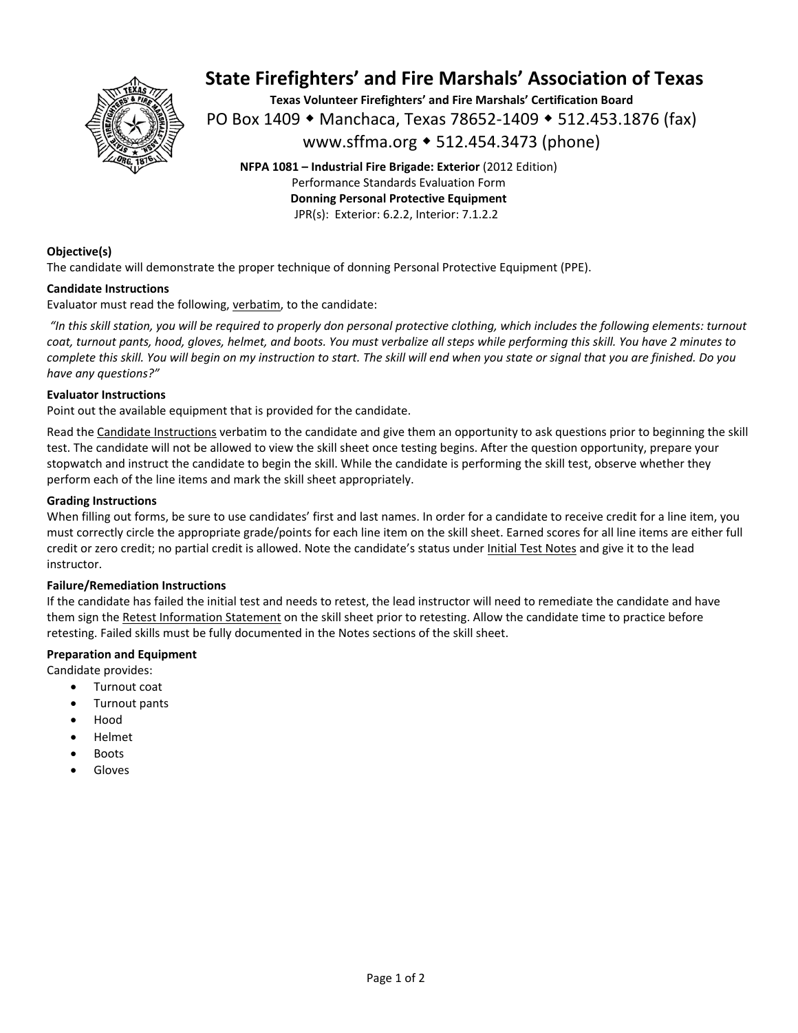# State Firefighters' and Fire Marshals' Association of Texas

**Texas Volunteer Firefighters' and Fire Marshals' Certification Board**

PO Box 1409 ◆ Manchaca, Texas 78652-1409 ◆ 512.453.1876 (fax)

www.sffma.org ◆ 512.454.3473 (phone)

**NFPA 1081 – Industrial Fire Brigade: Exterior** (2012 Edition)
Performance Standards Evaluation Form
**Donning Personal Protective Equipment**
JPR(s): Exterior: 6.2.2, Interior: 7.1.2.2

**Objective(s)**

The candidate will demonstrate the proper technique of donning Personal Protective Equipment (PPE).

**Candidate Instructions**

Evaluator must read the following, verbatim, to the candidate:

*"In this skill station, you will be required to properly don personal protective clothing, which includes the following elements: turnout coat, turnout pants, hood, gloves, helmet, and boots. You must verbalize all steps while performing this skill. You have 2 minutes to complete this skill. You will begin on my instruction to start. The skill will end when you state or signal that you are finished. Do you have any questions?"*

**Evaluator Instructions**

Point out the available equipment that is provided for the candidate.

Read the Candidate Instructions verbatim to the candidate and give them an opportunity to ask questions prior to beginning the skill test. The candidate will not be allowed to view the skill sheet once testing begins. After the question opportunity, prepare your stopwatch and instruct the candidate to begin the skill. While the candidate is performing the skill test, observe whether they perform each of the line items and mark the skill sheet appropriately.

**Grading Instructions**

When filling out forms, be sure to use candidates' first and last names. In order for a candidate to receive credit for a line item, you must correctly circle the appropriate grade/points for each line item on the skill sheet. Earned scores for all line items are either full credit or zero credit; no partial credit is allowed. Note the candidate's status under Initial Test Notes and give it to the lead instructor.

**Failure/Remediation Instructions**

If the candidate has failed the initial test and needs to retest, the lead instructor will need to remediate the candidate and have them sign the Retest Information Statement on the skill sheet prior to retesting. Allow the candidate time to practice before retesting. Failed skills must be fully documented in the Notes sections of the skill sheet.

**Preparation and Equipment**

Candidate provides:

- Turnout coat
- Turnout pants
- Hood
- Helmet
- Boots
- Gloves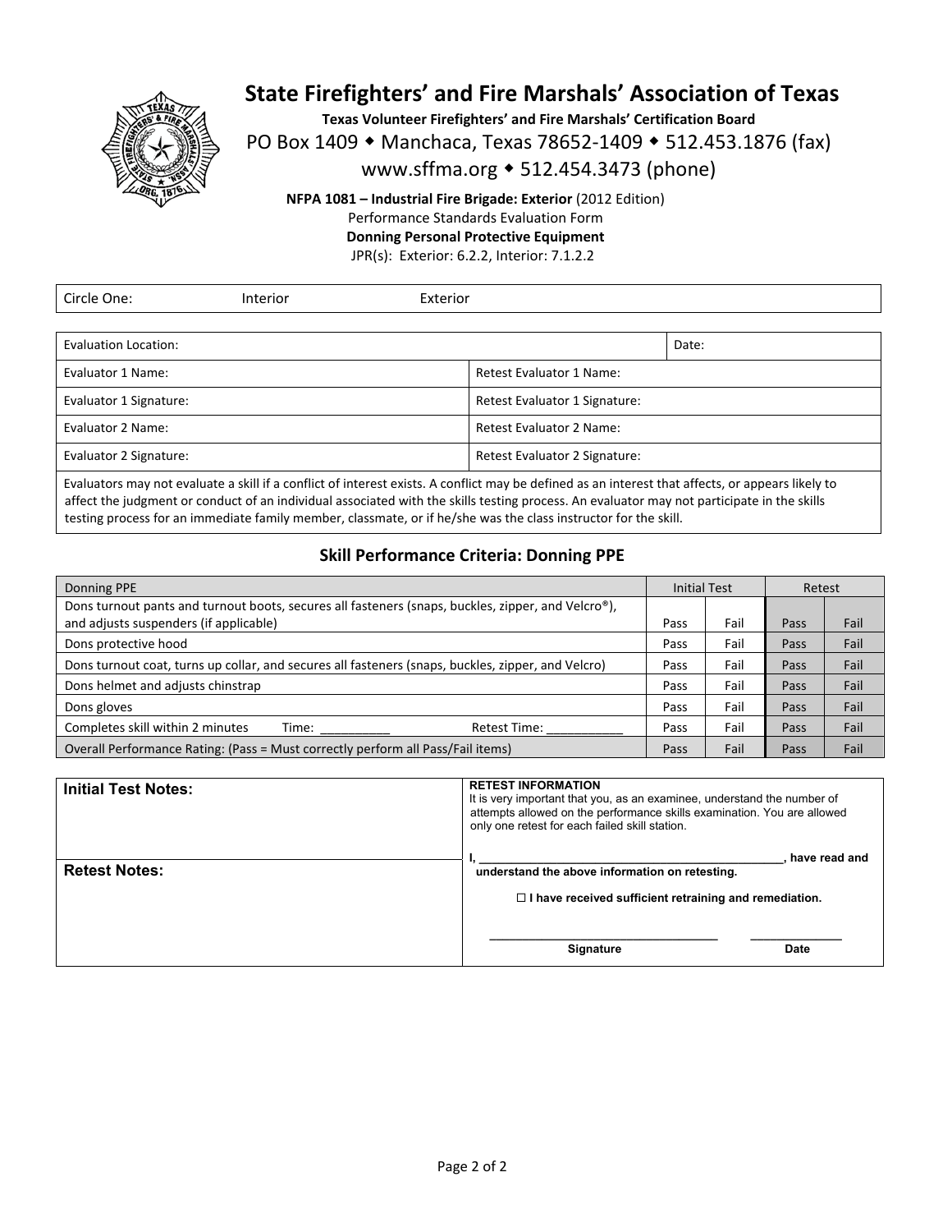# State Firefighters' and Fire Marshals' Association of Texas

**Texas Volunteer Firefighters' and Fire Marshals' Certification Board**

PO Box 1409 ◆ Manchaca, Texas 78652-1409 ◆ 512.453.1876 (fax)

www.sffma.org ◆ 512.454.3473 (phone)

**NFPA 1081 – Industrial Fire Brigade: Exterior** (2012 Edition)

Performance Standards Evaluation Form

**Donning Personal Protective Equipment**

JPR(s): Exterior: 6.2.2, Interior: 7.1.2.2

| Circle One: | Interior | Exterior |
|---|---|---|

| | | |
|---|---|---|
| Evaluation Location: | | Date: |
| Evaluator 1 Name: | Retest Evaluator 1 Name: | |
| Evaluator 1 Signature: | Retest Evaluator 1 Signature: | |
| Evaluator 2 Name: | Retest Evaluator 2 Name: | |
| Evaluator 2 Signature: | Retest Evaluator 2 Signature: | |

Evaluators may not evaluate a skill if a conflict of interest exists. A conflict may be defined as an interest that affects, or appears likely to affect the judgment or conduct of an individual associated with the skills testing process. An evaluator may not participate in the skills testing process for an immediate family member, classmate, or if he/she was the class instructor for the skill.

## Skill Performance Criteria: Donning PPE

| Donning PPE | Initial Test | | Retest | |
|---|---|---|---|---|
| Dons turnout pants and turnout boots, secures all fasteners (snaps, buckles, zipper, and Velcro®), and adjusts suspenders (if applicable) | Pass | Fail | Pass | Fail |
| Dons protective hood | Pass | Fail | Pass | Fail |
| Dons turnout coat, turns up collar, and secures all fasteners (snaps, buckles, zipper, and Velcro) | Pass | Fail | Pass | Fail |
| Dons helmet and adjusts chinstrap | Pass | Fail | Pass | Fail |
| Dons gloves | Pass | Fail | Pass | Fail |
| Completes skill within 2 minutes Time: __________ Retest Time: ___________ | Pass | Fail | Pass | Fail |
| Overall Performance Rating: (Pass = Must correctly perform all Pass/Fail items) | Pass | Fail | Pass | Fail |

**Initial Test Notes:**

**Retest Notes:**

**RETEST INFORMATION**

It is very important that you, as an examinee, understand the number of attempts allowed on the performance skills examination. You are allowed only one retest for each failed skill station.

**I, _______________________________________________, have read and understand the above information on retesting.**

**☐ I have received sufficient retraining and remediation.**

___________________________________ ______________

**Signature** **Date**